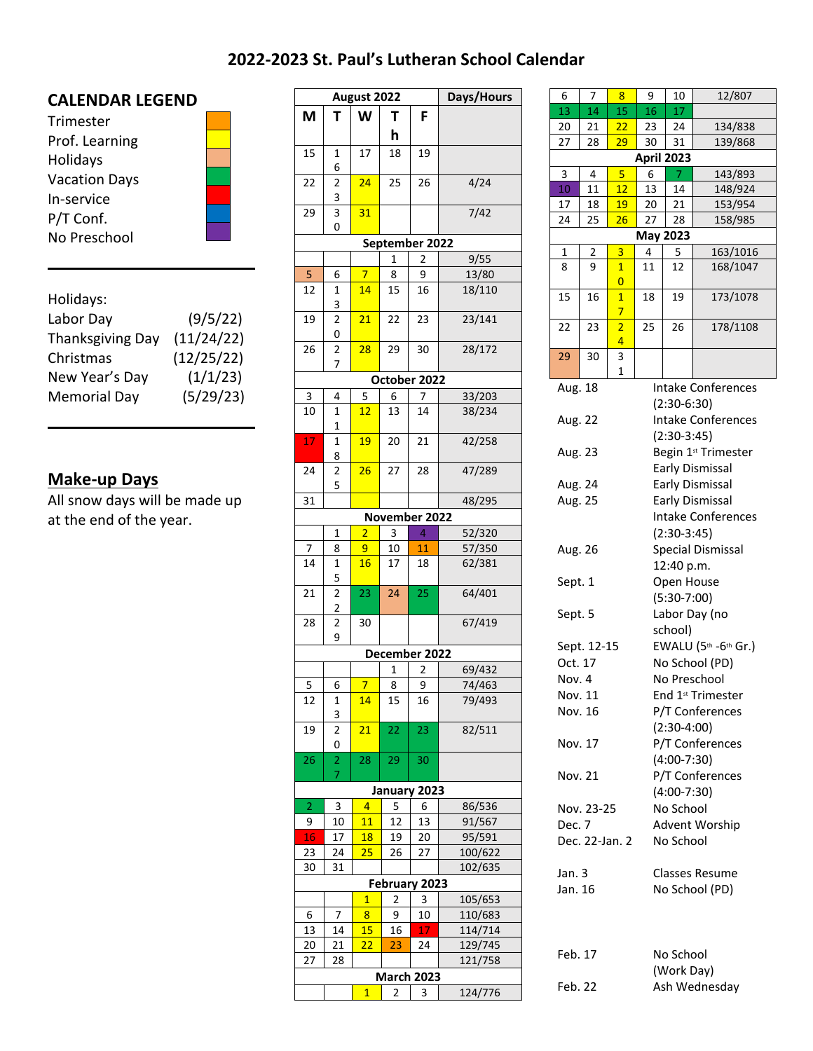# 2022-2023 St. Paul's Lutheran School Calendar

## CALENDAR LEGEND

- Trimester
- Prof. Learning
- Holidays
- Vacation Days
- In-service
- P/T Conf.
- No Preschool

Holidays:

| | |
|---|---|
| Labor Day | (9/5/22) |
| Thanksgiving Day | (11/24/22) |
| Christmas | (12/25/22) |
| New Year's Day | (1/1/23) |
| Memorial Day | (5/29/23) |

## Make-up Days

All snow days will be made up at the end of the year.

| M | T | W | Th | F | Days/Hours |
|---|---|---|---|---|---|
| **August 2022** | | | | | |
| 15 | 16 | 17 | 18 | 19 | |
| 22 | 23 | 24 | 25 | 26 | 4/24 |
| 29 | 30 | 31 | | | 7/42 |
| **September 2022** | | | | | |
| | | | 1 | 2 | 9/55 |
| 5 | 6 | 7 | 8 | 9 | 13/80 |
| 12 | 13 | 14 | 15 | 16 | 18/110 |
| 19 | 20 | 21 | 22 | 23 | 23/141 |
| 26 | 27 | 28 | 29 | 30 | 28/172 |
| **October 2022** | | | | | |
| 3 | 4 | 5 | 6 | 7 | 33/203 |
| 10 | 11 | 12 | 13 | 14 | 38/234 |
| 17 | 18 | 19 | 20 | 21 | 42/258 |
| 24 | 25 | 26 | 27 | 28 | 47/289 |
| 31 | | | | | 48/295 |
| **November 2022** | | | | | |
| | 1 | 2 | 3 | 4 | 52/320 |
| 7 | 8 | 9 | 10 | 11 | 57/350 |
| 14 | 15 | 16 | 17 | 18 | 62/381 |
| 21 | 22 | 23 | 24 | 25 | 64/401 |
| 28 | 29 | 30 | | | 67/419 |
| **December 2022** | | | | | |
| | | | 1 | 2 | 69/432 |
| 5 | 6 | 7 | 8 | 9 | 74/463 |
| 12 | 13 | 14 | 15 | 16 | 79/493 |
| 19 | 20 | 21 | 22 | 23 | 82/511 |
| 26 | 27 | 28 | 29 | 30 | |
| **January 2023** | | | | | |
| 2 | 3 | 4 | 5 | 6 | 86/536 |
| 9 | 10 | 11 | 12 | 13 | 91/567 |
| 16 | 17 | 18 | 19 | 20 | 95/591 |
| 23 | 24 | 25 | 26 | 27 | 100/622 |
| 30 | 31 | | | | 102/635 |
| **February 2023** | | | | | |
| | | 1 | 2 | 3 | 105/653 |
| 6 | 7 | 8 | 9 | 10 | 110/683 |
| 13 | 14 | 15 | 16 | 17 | 114/714 |
| 20 | 21 | 22 | 23 | 24 | 129/745 |
| 27 | 28 | | | | 121/758 |
| **March 2023** | | | | | |
| | | 1 | 2 | 3 | 124/776 |
| 6 | 7 | 8 | 9 | 10 | 12/807 |
| 13 | 14 | 15 | 16 | 17 | |
| 20 | 21 | 22 | 23 | 24 | 134/838 |
| 27 | 28 | 29 | 30 | 31 | 139/868 |
| **April 2023** | | | | | |
| 3 | 4 | 5 | 6 | 7 | 143/893 |
| 10 | 11 | 12 | 13 | 14 | 148/924 |
| 17 | 18 | 19 | 20 | 21 | 153/954 |
| 24 | 25 | 26 | 27 | 28 | 158/985 |
| **May 2023** | | | | | |
| 1 | 2 | 3 | 4 | 5 | 163/1016 |
| 8 | 9 | 10 | 11 | 12 | 168/1047 |
| 15 | 16 | 17 | 18 | 19 | 173/1078 |
| 22 | 23 | 24 | 25 | 26 | 178/1108 |
| 29 | 30 | 31 | | | |

| Date | Event |
|---|---|
| Aug. 18 | Intake Conferences (2:30-6:30) |
| Aug. 22 | Intake Conferences (2:30-3:45) |
| Aug. 23 | Begin 1st Trimester Early Dismissal |
| Aug. 24 | Early Dismissal |
| Aug. 25 | Early Dismissal Intake Conferences (2:30-3:45) |
| Aug. 26 | Special Dismissal 12:40 p.m. |
| Sept. 1 | Open House (5:30-7:00) |
| Sept. 5 | Labor Day (no school) |
| Sept. 12-15 | EWALU (5th -6th Gr.) |
| Oct. 17 | No School (PD) |
| Nov. 4 | No Preschool |
| Nov. 11 | End 1st Trimester |
| Nov. 16 | P/T Conferences (2:30-4:00) |
| Nov. 17 | P/T Conferences (4:00-7:30) |
| Nov. 21 | P/T Conferences (4:00-7:30) |
| Nov. 23-25 | No School |
| Dec. 7 | Advent Worship |
| Dec. 22-Jan. 2 | No School |
| Jan. 3 | Classes Resume |
| Jan. 16 | No School (PD) |
| Feb. 17 | No School (Work Day) |
| Feb. 22 | Ash Wednesday |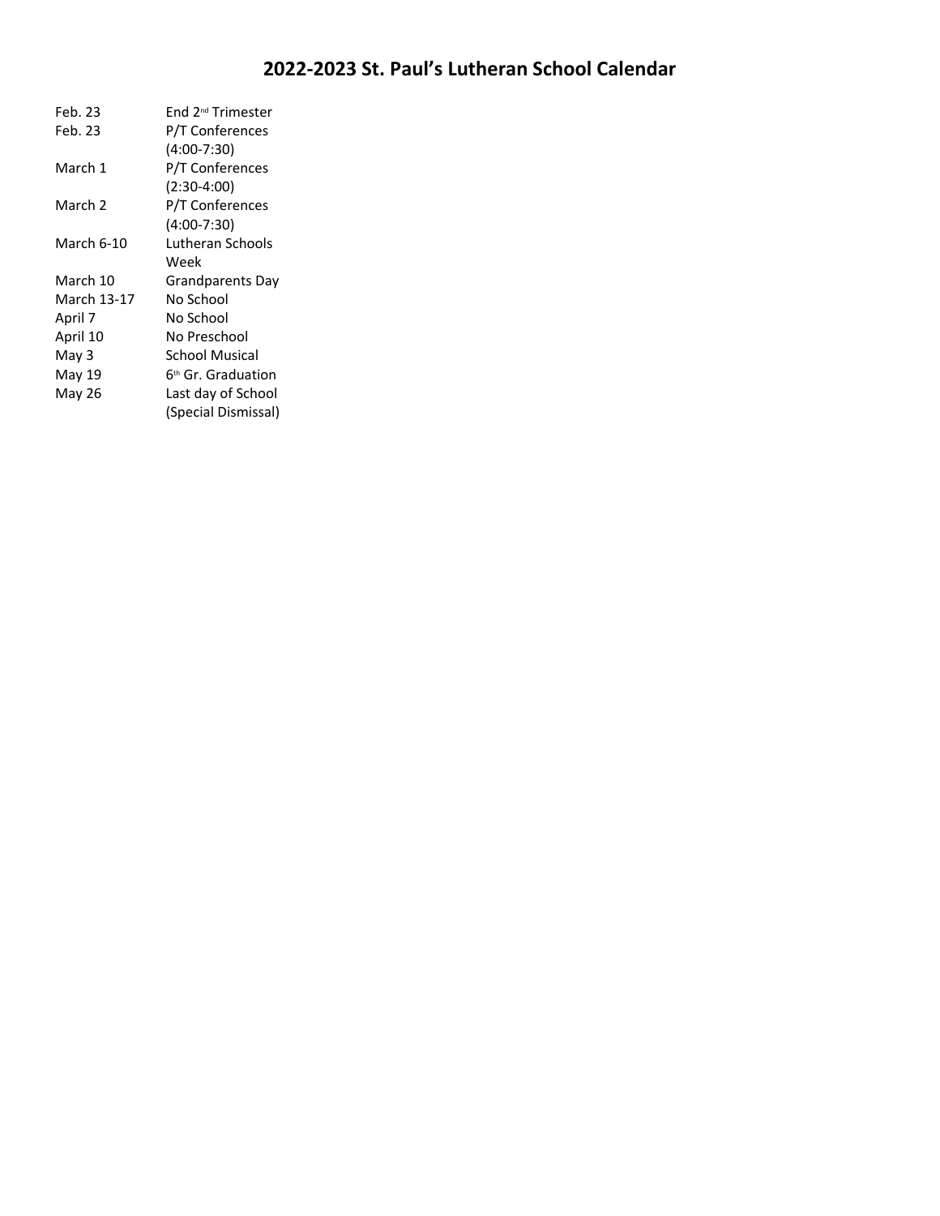# 2022-2023 St. Paul's Lutheran School Calendar

| | |
|---|---|
| Feb. 23 | End 2nd Trimester |
| Feb. 23 | P/T Conferences (4:00-7:30) |
| March 1 | P/T Conferences (2:30-4:00) |
| March 2 | P/T Conferences (4:00-7:30) |
| March 6-10 | Lutheran Schools Week |
| March 10 | Grandparents Day |
| March 13-17 | No School |
| April 7 | No School |
| April 10 | No Preschool |
| May 3 | School Musical |
| May 19 | 6th Gr. Graduation |
| May 26 | Last day of School (Special Dismissal) |